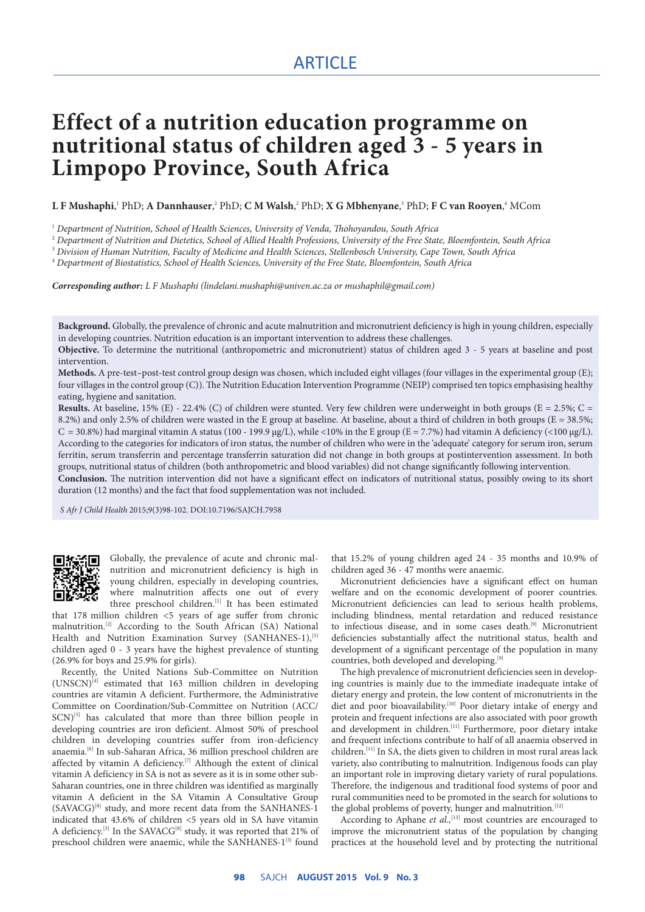ARTICLE

# Effect of a nutrition education programme on nutritional status of children aged 3 - 5 years in Limpopo Province, South Africa

**L F Mushaphi**,[1] PhD; **A Dannhauser**,[2] PhD; **C M Walsh**,[2] PhD; **X G Mbhenyane**,[3] PhD; **F C van Rooyen**,[4] MCom

[1] *Department of Nutrition, School of Health Sciences, University of Venda, Thohoyandou, South Africa*
[2] *Department of Nutrition and Dietetics, School of Allied Health Professions, University of the Free State, Bloemfontein, South Africa*
[3] *Division of Human Nutrition, Faculty of Medicine and Health Sciences, Stellenbosch University, Cape Town, South Africa*
[4] *Department of Biostatistics, School of Health Sciences, University of the Free State, Bloemfontein, South Africa*

***Corresponding author:*** *L F Mushaphi (lindelani.mushaphi@univen.ac.za or mushaphil@gmail.com)*

**Background.** Globally, the prevalence of chronic and acute malnutrition and micronutrient deficiency is high in young children, especially in developing countries. Nutrition education is an important intervention to address these challenges.

**Objective.** To determine the nutritional (anthropometric and micronutrient) status of children aged 3 - 5 years at baseline and post intervention.

**Methods.** A pre-test–post-test control group design was chosen, which included eight villages (four villages in the experimental group (E); four villages in the control group (C)). The Nutrition Education Intervention Programme (NEIP) comprised ten topics emphasising healthy eating, hygiene and sanitation.

**Results.** At baseline, 15% (E) - 22.4% (C) of children were stunted. Very few children were underweight in both groups (E = 2.5%; C = 8.2%) and only 2.5% of children were wasted in the E group at baseline. At baseline, about a third of children in both groups (E = 38.5%; C = 30.8%) had marginal vitamin A status (100 - 199.9 μg/L), while <10% in the E group (E = 7.7%) had vitamin A deficiency (<100 μg/L). According to the categories for indicators of iron status, the number of children who were in the 'adequate' category for serum iron, serum ferritin, serum transferrin and percentage transferrin saturation did not change in both groups at postintervention assessment. In both groups, nutritional status of children (both anthropometric and blood variables) did not change significantly following intervention.

**Conclusion.** The nutrition intervention did not have a significant effect on indicators of nutritional status, possibly owing to its short duration (12 months) and the fact that food supplementation was not included.

*S Afr J Child Health* 2015;9(3)98-102. DOI:10.7196/SAJCH.7958

Globally, the prevalence of acute and chronic malnutrition and micronutrient deficiency is high in young children, especially in developing countries, where malnutrition affects one out of every three preschool children.[1] It has been estimated that 178 million children <5 years of age suffer from chronic malnutrition.[2] According to the South African (SA) National Health and Nutrition Examination Survey (SANHANES-1),[3] children aged 0 - 3 years have the highest prevalence of stunting (26.9% for boys and 25.9% for girls).

Recently, the United Nations Sub-Committee on Nutrition (UNSCN)[4] estimated that 163 million children in developing countries are vitamin A deficient. Furthermore, the Administrative Committee on Coordination/Sub-Committee on Nutrition (ACC/SCN)[5] has calculated that more than three billion people in developing countries are iron deficient. Almost 50% of preschool children in developing countries suffer from iron-deficiency anaemia.[6] In sub-Saharan Africa, 36 million preschool children are affected by vitamin A deficiency.[7] Although the extent of clinical vitamin A deficiency in SA is not as severe as it is in some other sub-Saharan countries, one in three children was identified as marginally vitamin A deficient in the SA Vitamin A Consultative Group (SAVACG)[8] study, and more recent data from the SANHANES-1 indicated that 43.6% of children <5 years old in SA have vitamin A deficiency.[3] In the SAVACG[8] study, it was reported that 21% of preschool children were anaemic, while the SANHANES-1[3] found that 15.2% of young children aged 24 - 35 months and 10.9% of children aged 36 - 47 months were anaemic.

Micronutrient deficiencies have a significant effect on human welfare and on the economic development of poorer countries. Micronutrient deficiencies can lead to serious health problems, including blindness, mental retardation and reduced resistance to infectious disease, and in some cases death.[9] Micronutrient deficiencies substantially affect the nutritional status, health and development of a significant percentage of the population in many countries, both developed and developing.[9]

The high prevalence of micronutrient deficiencies seen in developing countries is mainly due to the immediate inadequate intake of dietary energy and protein, the low content of micronutrients in the diet and poor bioavailability.[10] Poor dietary intake of energy and protein and frequent infections are also associated with poor growth and development in children.[11] Furthermore, poor dietary intake and frequent infections contribute to half of all anaemia observed in children.[11] In SA, the diets given to children in most rural areas lack variety, also contributing to malnutrition. Indigenous foods can play an important role in improving dietary variety of rural populations. Therefore, the indigenous and traditional food systems of poor and rural communities need to be promoted in the search for solutions to the global problems of poverty, hunger and malnutrition.[12]

According to Aphane *et al.*,[13] most countries are encouraged to improve the micronutrient status of the population by changing practices at the household level and by protecting the nutritional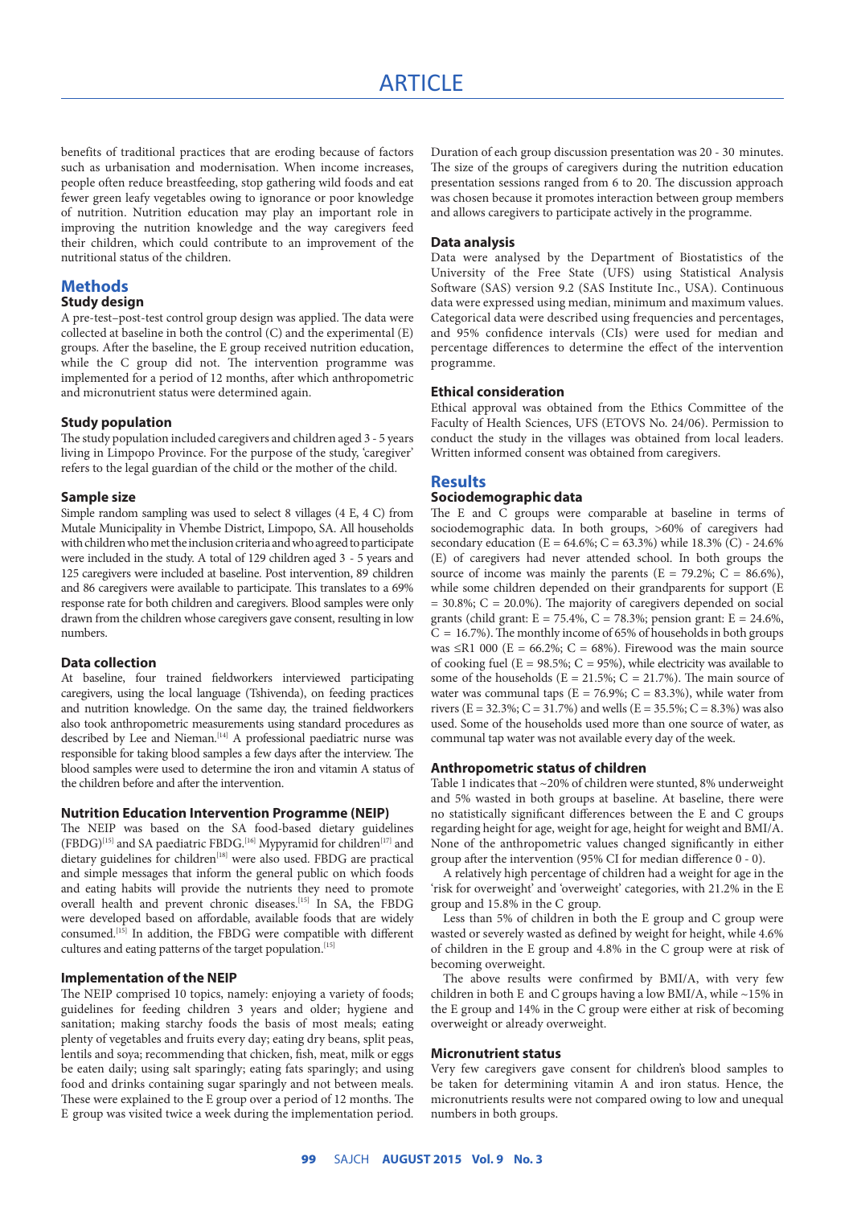benefits of traditional practices that are eroding because of factors such as urbanisation and modernisation. When income increases, people often reduce breastfeeding, stop gathering wild foods and eat fewer green leafy vegetables owing to ignorance or poor knowledge of nutrition. Nutrition education may play an important role in improving the nutrition knowledge and the way caregivers feed their children, which could contribute to an improvement of the nutritional status of the children.

## Methods

### Study design

A pre-test–post-test control group design was applied. The data were collected at baseline in both the control (C) and the experimental (E) groups. After the baseline, the E group received nutrition education, while the C group did not. The intervention programme was implemented for a period of 12 months, after which anthropometric and micronutrient status were determined again.

### Study population

The study population included caregivers and children aged 3 - 5 years living in Limpopo Province. For the purpose of the study, 'caregiver' refers to the legal guardian of the child or the mother of the child.

### Sample size

Simple random sampling was used to select 8 villages (4 E, 4 C) from Mutale Municipality in Vhembe District, Limpopo, SA. All households with children who met the inclusion criteria and who agreed to participate were included in the study. A total of 129 children aged 3 - 5 years and 125 caregivers were included at baseline. Post intervention, 89 children and 86 caregivers were available to participate. This translates to a 69% response rate for both children and caregivers. Blood samples were only drawn from the children whose caregivers gave consent, resulting in low numbers.

### Data collection

At baseline, four trained fieldworkers interviewed participating caregivers, using the local language (Tshivenda), on feeding practices and nutrition knowledge. On the same day, the trained fieldworkers also took anthropometric measurements using standard procedures as described by Lee and Nieman.[14] A professional paediatric nurse was responsible for taking blood samples a few days after the interview. The blood samples were used to determine the iron and vitamin A status of the children before and after the intervention.

### Nutrition Education Intervention Programme (NEIP)

The NEIP was based on the SA food-based dietary guidelines (FBDG)[15] and SA paediatric FBDG.[16] Mypyramid for children[17] and dietary guidelines for children[18] were also used. FBDG are practical and simple messages that inform the general public on which foods and eating habits will provide the nutrients they need to promote overall health and prevent chronic diseases.[15] In SA, the FBDG were developed based on affordable, available foods that are widely consumed.[15] In addition, the FBDG were compatible with different cultures and eating patterns of the target population.[15]

### Implementation of the NEIP

The NEIP comprised 10 topics, namely: enjoying a variety of foods; guidelines for feeding children 3 years and older; hygiene and sanitation; making starchy foods the basis of most meals; eating plenty of vegetables and fruits every day; eating dry beans, split peas, lentils and soya; recommending that chicken, fish, meat, milk or eggs be eaten daily; using salt sparingly; eating fats sparingly; and using food and drinks containing sugar sparingly and not between meals. These were explained to the E group over a period of 12 months. The E group was visited twice a week during the implementation period. Duration of each group discussion presentation was 20 - 30 minutes. The size of the groups of caregivers during the nutrition education presentation sessions ranged from 6 to 20. The discussion approach was chosen because it promotes interaction between group members and allows caregivers to participate actively in the programme.

### Data analysis

Data were analysed by the Department of Biostatistics of the University of the Free State (UFS) using Statistical Analysis Software (SAS) version 9.2 (SAS Institute Inc., USA). Continuous data were expressed using median, minimum and maximum values. Categorical data were described using frequencies and percentages, and 95% confidence intervals (CIs) were used for median and percentage differences to determine the effect of the intervention programme.

### Ethical consideration

Ethical approval was obtained from the Ethics Committee of the Faculty of Health Sciences, UFS (ETOVS No. 24/06). Permission to conduct the study in the villages was obtained from local leaders. Written informed consent was obtained from caregivers.

## Results

### Sociodemographic data

The E and C groups were comparable at baseline in terms of sociodemographic data. In both groups, >60% of caregivers had secondary education (E = 64.6%; C = 63.3%) while 18.3% (C) - 24.6% (E) of caregivers had never attended school. In both groups the source of income was mainly the parents (E = 79.2%; C = 86.6%), while some children depended on their grandparents for support (E = 30.8%; C = 20.0%). The majority of caregivers depended on social grants (child grant: E = 75.4%, C = 78.3%; pension grant: E = 24.6%, C = 16.7%). The monthly income of 65% of households in both groups was ≤R1 000 (E = 66.2%; C = 68%). Firewood was the main source of cooking fuel (E = 98.5%; C = 95%), while electricity was available to some of the households (E = 21.5%; C = 21.7%). The main source of water was communal taps (E = 76.9%; C = 83.3%), while water from rivers (E = 32.3%; C = 31.7%) and wells (E = 35.5%; C = 8.3%) was also used. Some of the households used more than one source of water, as communal tap water was not available every day of the week.

### Anthropometric status of children

Table 1 indicates that ~20% of children were stunted, 8% underweight and 5% wasted in both groups at baseline. At baseline, there were no statistically significant differences between the E and C groups regarding height for age, weight for age, height for weight and BMI/A. None of the anthropometric values changed significantly in either group after the intervention (95% CI for median difference 0 - 0).

A relatively high percentage of children had a weight for age in the 'risk for overweight' and 'overweight' categories, with 21.2% in the E group and 15.8% in the C group.

Less than 5% of children in both the E group and C group were wasted or severely wasted as defined by weight for height, while 4.6% of children in the E group and 4.8% in the C group were at risk of becoming overweight.

The above results were confirmed by BMI/A, with very few children in both E and C groups having a low BMI/A, while ~15% in the E group and 14% in the C group were either at risk of becoming overweight or already overweight.

### Micronutrient status

Very few caregivers gave consent for children's blood samples to be taken for determining vitamin A and iron status. Hence, the micronutrients results were not compared owing to low and unequal numbers in both groups.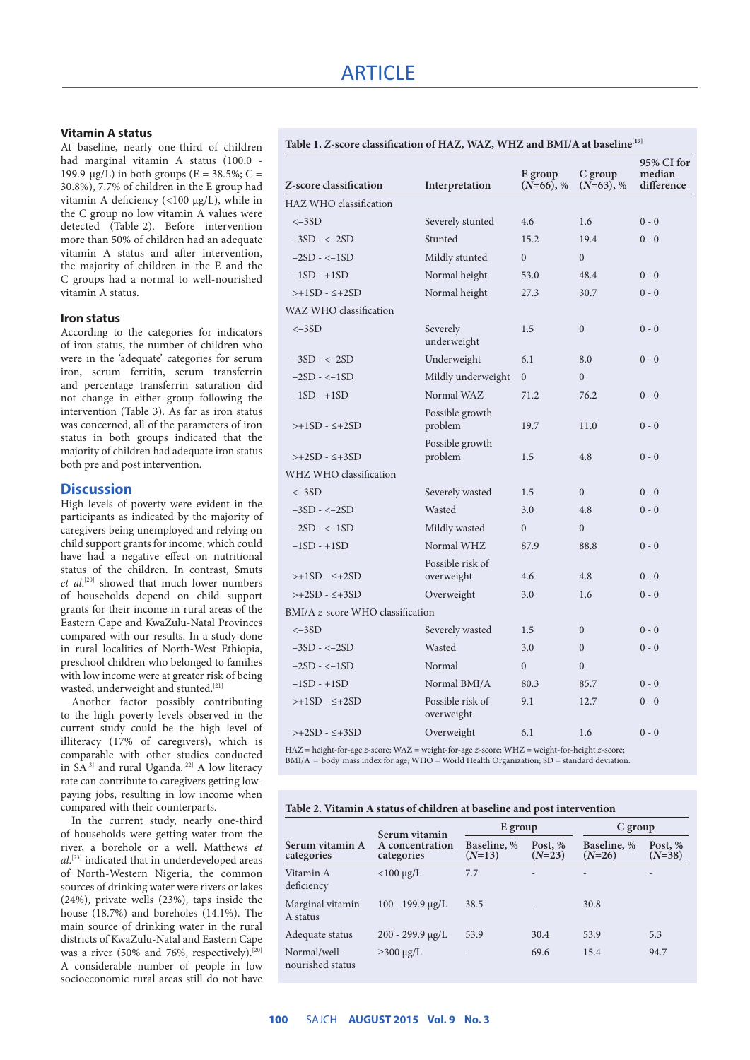### Vitamin A status

At baseline, nearly one-third of children had marginal vitamin A status (100.0 - 199.9 μg/L) in both groups (E = 38.5%; C = 30.8%), 7.7% of children in the E group had vitamin A deficiency (<100 μg/L), while in the C group no low vitamin A values were detected (Table 2). Before intervention more than 50% of children had an adequate vitamin A status and after intervention, the majority of children in the E and the C groups had a normal to well-nourished vitamin A status.

### Iron status

According to the categories for indicators of iron status, the number of children who were in the 'adequate' categories for serum iron, serum ferritin, serum transferrin and percentage transferrin saturation did not change in either group following the intervention (Table 3). As far as iron status was concerned, all of the parameters of iron status in both groups indicated that the majority of children had adequate iron status both pre and post intervention.

## Discussion

High levels of poverty were evident in the participants as indicated by the majority of caregivers being unemployed and relying on child support grants for income, which could have had a negative effect on nutritional status of the children. In contrast, Smuts *et al.*[20] showed that much lower numbers of households depend on child support grants for their income in rural areas of the Eastern Cape and KwaZulu-Natal Provinces compared with our results. In a study done in rural localities of North-West Ethiopia, preschool children who belonged to families with low income were at greater risk of being wasted, underweight and stunted.[21]

Another factor possibly contributing to the high poverty levels observed in the current study could be the high level of illiteracy (17% of caregivers), which is comparable with other studies conducted in SA[3] and rural Uganda.[22] A low literacy rate can contribute to caregivers getting low-paying jobs, resulting in low income when compared with their counterparts.

In the current study, nearly one-third of households were getting water from the river, a borehole or a well. Matthews *et al.*[23] indicated that in underdeveloped areas of North-Western Nigeria, the common sources of drinking water were rivers or lakes (24%), private wells (23%), taps inside the house (18.7%) and boreholes (14.1%). The main source of drinking water in the rural districts of KwaZulu-Natal and Eastern Cape was a river (50% and 76%, respectively).[20] A considerable number of people in low socioeconomic rural areas still do not have

**Table 1. *Z*-score classification of HAZ, WAZ, WHZ and BMI/A at baseline[19]**

| *Z*-score classification | Interpretation | E group (*N*=66), % | C group (*N*=63), % | 95% CI for median difference |
|---|---|---|---|---|
| HAZ WHO classification | | | | |
| <−3SD | Severely stunted | 4.6 | 1.6 | 0 - 0 |
| −3SD - <−2SD | Stunted | 15.2 | 19.4 | 0 - 0 |
| −2SD - <−1SD | Mildly stunted | 0 | 0 | |
| −1SD - +1SD | Normal height | 53.0 | 48.4 | 0 - 0 |
| >+1SD - ≤+2SD | Normal height | 27.3 | 30.7 | 0 - 0 |
| WAZ WHO classification | | | | |
| <−3SD | Severely underweight | 1.5 | 0 | 0 - 0 |
| −3SD - <−2SD | Underweight | 6.1 | 8.0 | 0 - 0 |
| −2SD - <−1SD | Mildly underweight | 0 | 0 | |
| −1SD - +1SD | Normal WAZ | 71.2 | 76.2 | 0 - 0 |
| >+1SD - ≤+2SD | Possible growth problem | 19.7 | 11.0 | 0 - 0 |
| >+2SD - ≤+3SD | Possible growth problem | 1.5 | 4.8 | 0 - 0 |
| WHZ WHO classification | | | | |
| <−3SD | Severely wasted | 1.5 | 0 | 0 - 0 |
| −3SD - <−2SD | Wasted | 3.0 | 4.8 | 0 - 0 |
| −2SD - <−1SD | Mildly wasted | 0 | 0 | |
| −1SD - +1SD | Normal WHZ | 87.9 | 88.8 | 0 - 0 |
| >+1SD - ≤+2SD | Possible risk of overweight | 4.6 | 4.8 | 0 - 0 |
| >+2SD - ≤+3SD | Overweight | 3.0 | 1.6 | 0 - 0 |
| BMI/A *z*-score WHO classification | | | | |
| <−3SD | Severely wasted | 1.5 | 0 | 0 - 0 |
| −3SD - <−2SD | Wasted | 3.0 | 0 | 0 - 0 |
| −2SD - <−1SD | Normal | 0 | 0 | |
| −1SD - +1SD | Normal BMI/A | 80.3 | 85.7 | 0 - 0 |
| >+1SD - ≤+2SD | Possible risk of overweight | 9.1 | 12.7 | 0 - 0 |
| >+2SD - ≤+3SD | Overweight | 6.1 | 1.6 | 0 - 0 |

HAZ = height-for-age *z*-score; WAZ = weight-for-age *z*-score; WHZ = weight-for-height *z*-score; BMI/A = body mass index for age; WHO = World Health Organization; SD = standard deviation.

**Table 2. Vitamin A status of children at baseline and post intervention**

| Serum vitamin A categories | Serum vitamin A concentration categories | E group | | C group | |
|---|---|---|---|---|---|
| | | Baseline, % (*N*=13) | Post, % (*N*=23) | Baseline, % (*N*=26) | Post, % (*N*=38) |
| Vitamin A deficiency | <100 μg/L | 7.7 | - | - | - |
| Marginal vitamin A status | 100 - 199.9 μg/L | 38.5 | - | 30.8 | |
| Adequate status | 200 - 299.9 μg/L | 53.9 | 30.4 | 53.9 | 5.3 |
| Normal/well-nourished status | ≥300 μg/L | - | 69.6 | 15.4 | 94.7 |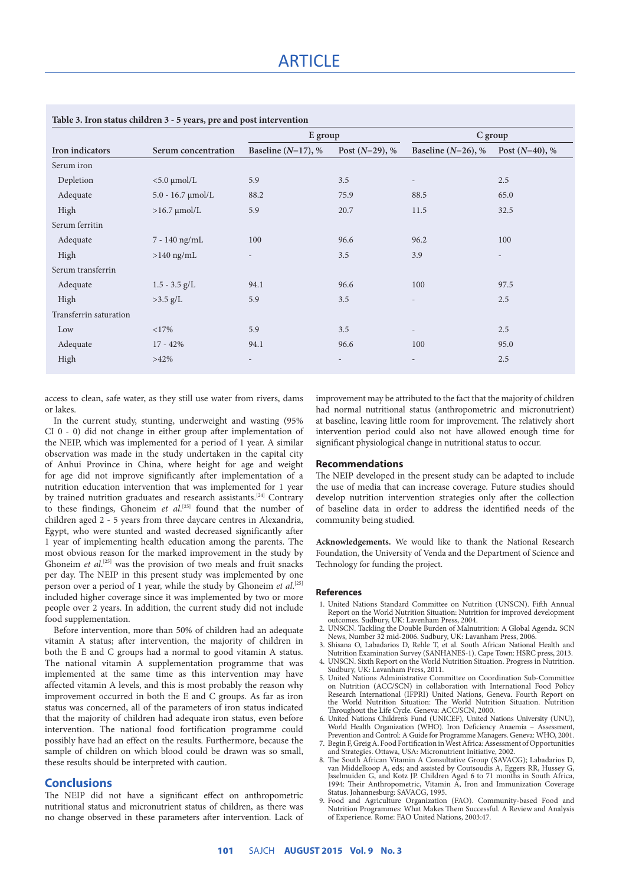**Table 3. Iron status children 3 - 5 years, pre and post intervention**

| | | E group | | C group | |
|---|---|---|---|---|---|
| Iron indicators | Serum concentration | Baseline ($N$=17), % | Post ($N$=29), % | Baseline ($N$=26), % | Post ($N$=40), % |
| Serum iron | | | | | |
| Depletion | <5.0 µmol/L | 5.9 | 3.5 | - | 2.5 |
| Adequate | 5.0 - 16.7 µmol/L | 88.2 | 75.9 | 88.5 | 65.0 |
| High | >16.7 µmol/L | 5.9 | 20.7 | 11.5 | 32.5 |
| Serum ferritin | | | | | |
| Adequate | 7 - 140 ng/mL | 100 | 96.6 | 96.2 | 100 |
| High | >140 ng/mL | - | 3.5 | 3.9 | - |
| Serum transferrin | | | | | |
| Adequate | 1.5 - 3.5 g/L | 94.1 | 96.6 | 100 | 97.5 |
| High | >3.5 g/L | 5.9 | 3.5 | - | 2.5 |
| Transferrin saturation | | | | | |
| Low | <17% | 5.9 | 3.5 | - | 2.5 |
| Adequate | 17 - 42% | 94.1 | 96.6 | 100 | 95.0 |
| High | >42% | - | - | - | 2.5 |

access to clean, safe water, as they still use water from rivers, dams or lakes.

In the current study, stunting, underweight and wasting (95% CI 0 - 0) did not change in either group after implementation of the NEIP, which was implemented for a period of 1 year. A similar observation was made in the study undertaken in the capital city of Anhui Province in China, where height for age and weight for age did not improve significantly after implementation of a nutrition education intervention that was implemented for 1 year by trained nutrition graduates and research assistants.[24] Contrary to these findings, Ghoneim *et al.*[25] found that the number of children aged 2 - 5 years from three daycare centres in Alexandria, Egypt, who were stunted and wasted decreased significantly after 1 year of implementing health education among the parents. The most obvious reason for the marked improvement in the study by Ghoneim *et al.*[25] was the provision of two meals and fruit snacks per day. The NEIP in this present study was implemented by one person over a period of 1 year, while the study by Ghoneim *et al.*[25] included higher coverage since it was implemented by two or more people over 2 years. In addition, the current study did not include food supplementation.

Before intervention, more than 50% of children had an adequate vitamin A status; after intervention, the majority of children in both the E and C groups had a normal to good vitamin A status. The national vitamin A supplementation programme that was implemented at the same time as this intervention may have affected vitamin A levels, and this is most probably the reason why improvement occurred in both the E and C groups. As far as iron status was concerned, all of the parameters of iron status indicated that the majority of children had adequate iron status, even before intervention. The national food fortification programme could possibly have had an effect on the results. Furthermore, because the sample of children on which blood could be drawn was so small, these results should be interpreted with caution.

## Conclusions

The NEIP did not have a significant effect on anthropometric nutritional status and micronutrient status of children, as there was no change observed in these parameters after intervention. Lack of improvement may be attributed to the fact that the majority of children had normal nutritional status (anthropometric and micronutrient) at baseline, leaving little room for improvement. The relatively short intervention period could also not have allowed enough time for significant physiological change in nutritional status to occur.

## Recommendations

The NEIP developed in the present study can be adapted to include the use of media that can increase coverage. Future studies should develop nutrition intervention strategies only after the collection of baseline data in order to address the identified needs of the community being studied.

**Acknowledgements.** We would like to thank the National Research Foundation, the University of Venda and the Department of Science and Technology for funding the project.

### References

1. United Nations Standard Committee on Nutrition (UNSCN). Fifth Annual Report on the World Nutrition Situation: Nutrition for improved development outcomes. Sudbury, UK: Lavenham Press, 2004.
2. UNSCN. Tackling the Double Burden of Malnutrition: A Global Agenda. SCN News, Number 32 mid-2006. Sudbury, UK: Lavanham Press, 2006.
3. Shisana O, Labadarios D, Rehle T, et al. South African National Health and Nutrition Examination Survey (SANHANES-1). Cape Town: HSRC press, 2013.
4. UNSCN. Sixth Report on the World Nutrition Situation. Progress in Nutrition. Sudbury, UK: Lavanham Press, 2011.
5. United Nations Administrative Committee on Coordination Sub-Committee on Nutrition (ACC/SCN) in collaboration with International Food Policy Research International (IFPRI) United Nations, Geneva. Fourth Report on the World Nutrition Situation: The World Nutrition Situation. Nutrition Throughout the Life Cycle. Geneva: ACC/SCN, 2000.
6. United Nations Children's Fund (UNICEF), United Nations University (UNU), World Health Organization (WHO). Iron Deficiency Anaemia – Assessment, Prevention and Control: A Guide for Programme Managers. Geneva: WHO, 2001.
7. Begin F, Greig A. Food Fortification in West Africa: Assessment of Opportunities and Strategies. Ottawa, USA: Micronutrient Initiative, 2002.
8. The South African Vitamin A Consultative Group (SAVACG); Labadarios D, van Middelkoop A, eds; and assisted by Coutsoudis A, Eggers RR, Hussey G, Jsselmuiden G, and Kotz JP. Children Aged 6 to 71 months in South Africa, 1994: Their Anthropometric, Vitamin A, Iron and Immunization Coverage Status. Johannesburg: SAVACG, 1995.
9. Food and Agriculture Organization (FAO). Community-based Food and Nutrition Programmes: What Makes Them Successful. A Review and Analysis of Experience. Rome: FAO United Nations, 2003:47.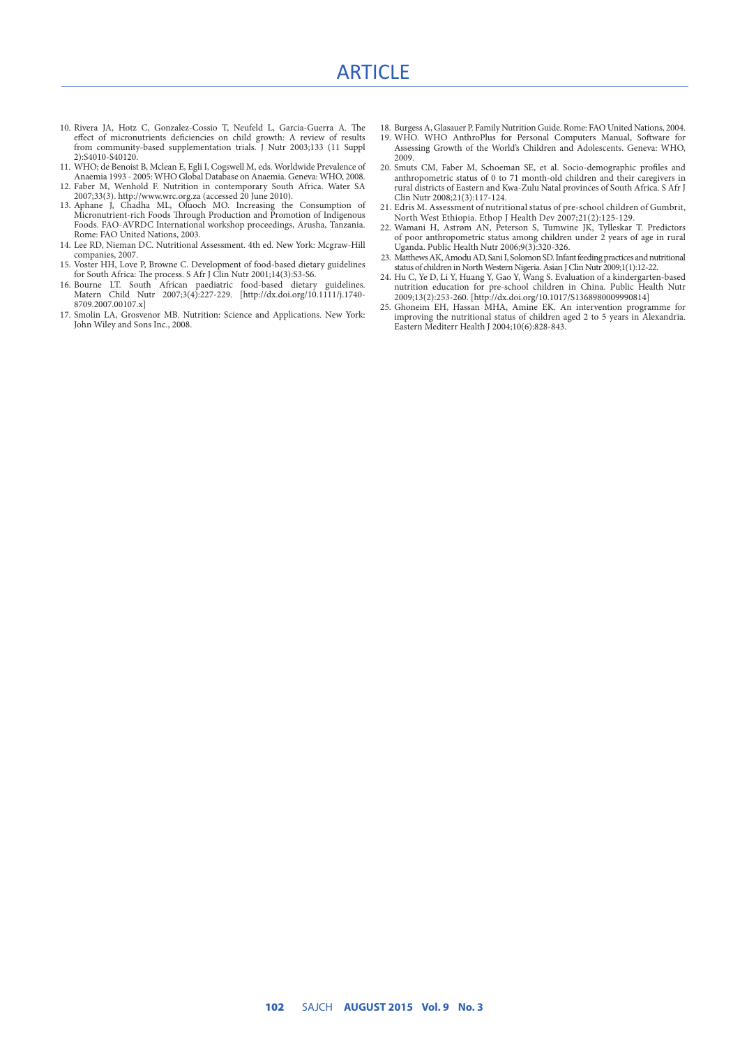10. Rivera JA, Hotz C, Gonzalez-Cossio T, Neufeld L, Garcia-Guerra A. The effect of micronutrients deficiencies on child growth: A review of results from community-based supplementation trials. J Nutr 2003;133 (11 Suppl 2):S4010-S40120.
11. WHO; de Benoist B, Mclean E, Egli I, Cogswell M, eds. Worldwide Prevalence of Anaemia 1993 - 2005: WHO Global Database on Anaemia. Geneva: WHO, 2008.
12. Faber M, Wenhold F. Nutrition in contemporary South Africa. Water SA 2007;33(3). http://www.wrc.org.za (accessed 20 June 2010).
13. Aphane J, Chadha ML, Oluoch MO. Increasing the Consumption of Micronutrient-rich Foods Through Production and Promotion of Indigenous Foods. FAO-AVRDC International workshop proceedings, Arusha, Tanzania. Rome: FAO United Nations, 2003.
14. Lee RD, Nieman DC. Nutritional Assessment. 4th ed. New York: Mcgraw-Hill companies, 2007.
15. Voster HH, Love P, Browne C. Development of food-based dietary guidelines for South Africa: The process. S Afr J Clin Nutr 2001;14(3):S3-S6.
16. Bourne LT. South African paediatric food-based dietary guidelines. Matern Child Nutr 2007;3(4):227-229. [http://dx.doi.org/10.1111/j.1740-8709.2007.00107.x]
17. Smolin LA, Grosvenor MB. Nutrition: Science and Applications. New York: John Wiley and Sons Inc., 2008.
18. Burgess A, Glasauer P. Family Nutrition Guide. Rome: FAO United Nations, 2004.
19. WHO. WHO AnthroPlus for Personal Computers Manual, Software for Assessing Growth of the World's Children and Adolescents. Geneva: WHO, 2009.
20. Smuts CM, Faber M, Schoeman SE, et al. Socio-demographic profiles and anthropometric status of 0 to 71 month-old children and their caregivers in rural districts of Eastern and Kwa-Zulu Natal provinces of South Africa. S Afr J Clin Nutr 2008;21(3):117-124.
21. Edris M. Assessment of nutritional status of pre-school children of Gumbrit, North West Ethiopia. Ethop J Health Dev 2007;21(2):125-129.
22. Wamani H, Astrøm AN, Peterson S, Tumwine JK, Tylleskar T. Predictors of poor anthropometric status among children under 2 years of age in rural Uganda. Public Health Nutr 2006;9(3):320-326.
23. Matthews AK, Amodu AD, Sani I, Solomon SD. Infant feeding practices and nutritional status of children in North Western Nigeria. Asian J Clin Nutr 2009;1(1):12-22.
24. Hu C, Ye D, Li Y, Huang Y, Gao Y, Wang S. Evaluation of a kindergarten-based nutrition education for pre-school children in China. Public Health Nutr 2009;13(2):253-260. [http://dx.doi.org/10.1017/S1368980009990814]
25. Ghoneim EH, Hassan MHA, Amine EK. An intervention programme for improving the nutritional status of children aged 2 to 5 years in Alexandria. Eastern Mediterr Health J 2004;10(6):828-843.